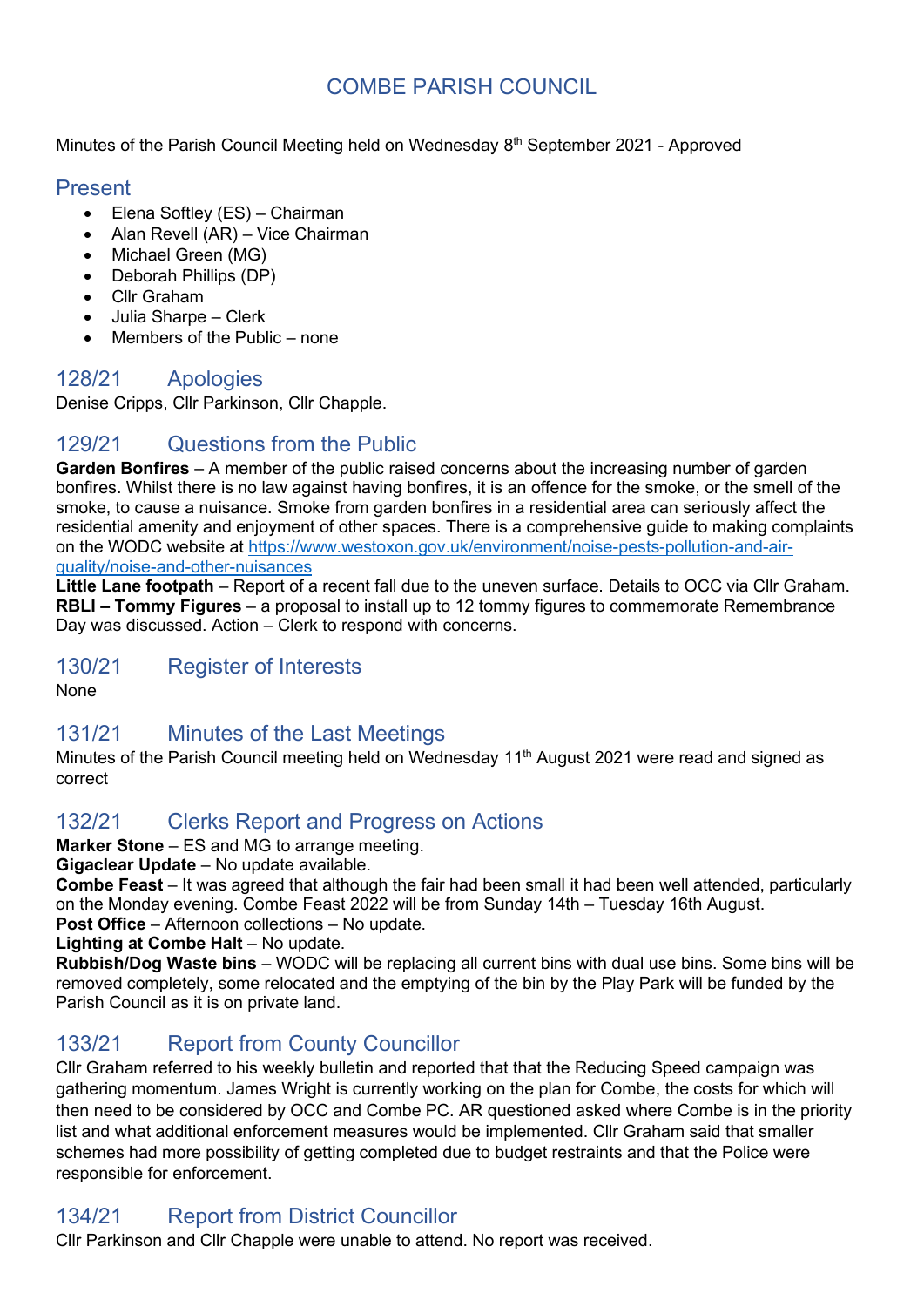# COMBE PARISH COUNCIL

Minutes of the Parish Council Meeting held on Wednesday 8th September 2021 - Approved

## Present

- Elena Softley (ES) – Chairman
- Alan Revell (AR) – Vice Chairman
- Michael Green (MG)
- Deborah Phillips (DP)
- Cllr Graham
- Julia Sharpe – Clerk
- Members of the Public – none

## 128/21 Apologies

Denise Cripps, Cllr Parkinson, Cllr Chapple.

## 129/21 Questions from the Public

**Garden Bonfires** – A member of the public raised concerns about the increasing number of garden bonfires. Whilst there is no law against having bonfires, it is an offence for the smoke, or the smell of the smoke, to cause a nuisance. Smoke from garden bonfires in a residential area can seriously affect the residential amenity and enjoyment of other spaces. There is a comprehensive guide to making complaints on the WODC website at https://www.westoxon.gov.uk/environment/noise-pests-pollution-and-air-quality/noise-and-other-nuisances

**Little Lane footpath** – Report of a recent fall due to the uneven surface. Details to OCC via Cllr Graham.

**RBLI – Tommy Figures** – a proposal to install up to 12 tommy figures to commemorate Remembrance Day was discussed. Action – Clerk to respond with concerns.

## 130/21 Register of Interests

None

## 131/21 Minutes of the Last Meetings

Minutes of the Parish Council meeting held on Wednesday 11th August 2021 were read and signed as correct

## 132/21 Clerks Report and Progress on Actions

**Marker Stone** – ES and MG to arrange meeting.

**Gigaclear Update** – No update available.

**Combe Feast** – It was agreed that although the fair had been small it had been well attended, particularly on the Monday evening. Combe Feast 2022 will be from Sunday 14th – Tuesday 16th August.

**Post Office** – Afternoon collections – No update.

**Lighting at Combe Halt** – No update.

**Rubbish/Dog Waste bins** – WODC will be replacing all current bins with dual use bins. Some bins will be removed completely, some relocated and the emptying of the bin by the Play Park will be funded by the Parish Council as it is on private land.

## 133/21 Report from County Councillor

Cllr Graham referred to his weekly bulletin and reported that that the Reducing Speed campaign was gathering momentum. James Wright is currently working on the plan for Combe, the costs for which will then need to be considered by OCC and Combe PC. AR questioned asked where Combe is in the priority list and what additional enforcement measures would be implemented. Cllr Graham said that smaller schemes had more possibility of getting completed due to budget restraints and that the Police were responsible for enforcement.

## 134/21 Report from District Councillor

Cllr Parkinson and Cllr Chapple were unable to attend. No report was received.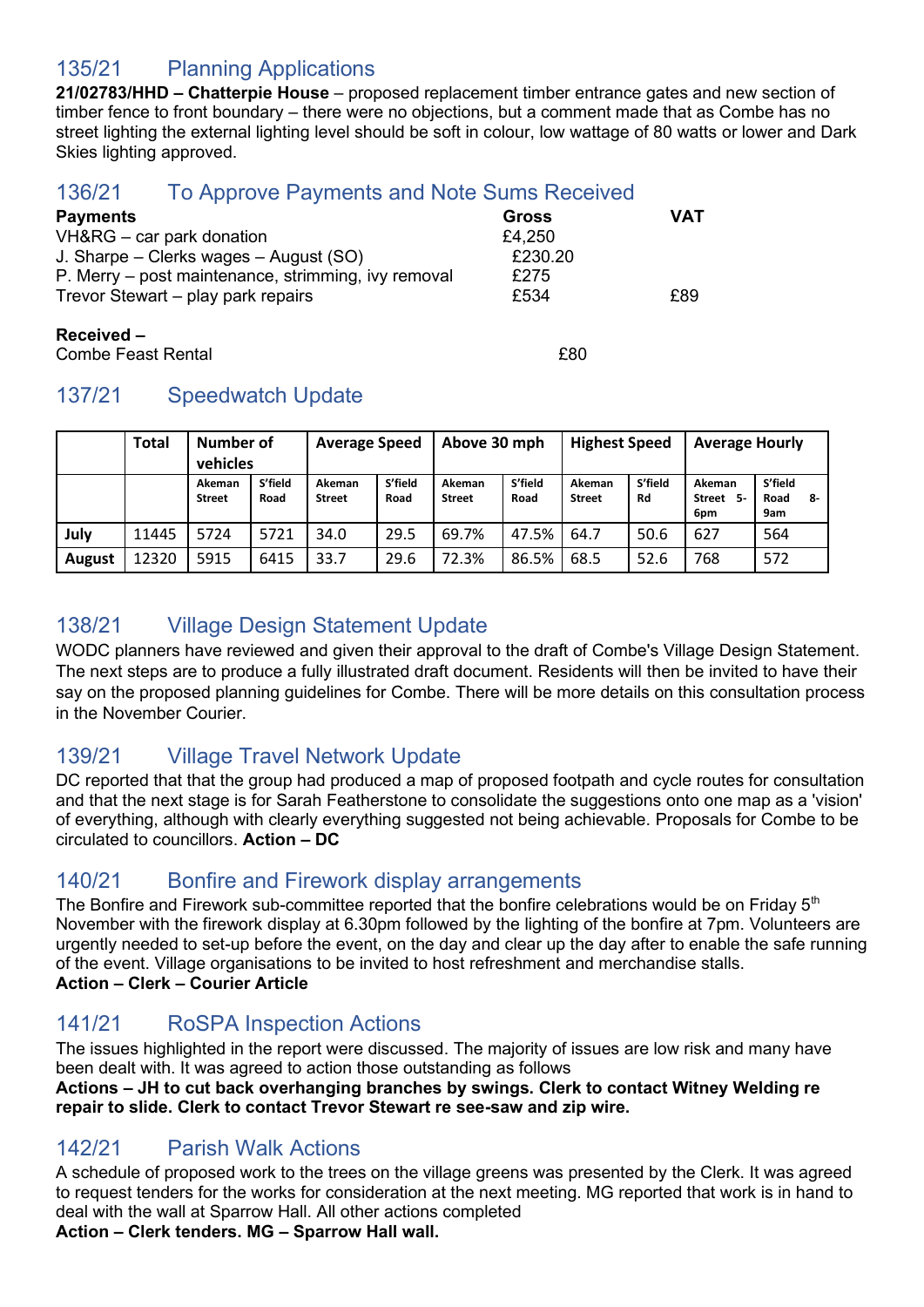## 135/21 Planning Applications

**21/02783/HHD – Chatterpie House** – proposed replacement timber entrance gates and new section of timber fence to front boundary – there were no objections, but a comment made that as Combe has no street lighting the external lighting level should be soft in colour, low wattage of 80 watts or lower and Dark Skies lighting approved.

## 136/21 To Approve Payments and Note Sums Received

| **Payments** | **Gross** | **VAT** |
|---|---|---|
| VH&RG – car park donation | £4,250 | |
| J. Sharpe – Clerks wages – August (SO) | £230.20 | |
| P. Merry – post maintenance, strimming, ivy removal | £275 | |
| Trevor Stewart – play park repairs | £534 | £89 |

**Received –**

Combe Feast Rental £80

## 137/21 Speedwatch Update

| | Total | Number of vehicles | | Average Speed | | Above 30 mph | | Highest Speed | | Average Hourly | |
|---|---|---|---|---|---|---|---|---|---|---|---|
| | | Akeman Street | S'field Road | Akeman Street | S'field Road | Akeman Street | S'field Road | Akeman Street | S'field Rd | Akeman Street 5-6pm | S'field Road 8-9am |
| **July** | 11445 | 5724 | 5721 | 34.0 | 29.5 | 69.7% | 47.5% | 64.7 | 50.6 | 627 | 564 |
| **August** | 12320 | 5915 | 6415 | 33.7 | 29.6 | 72.3% | 86.5% | 68.5 | 52.6 | 768 | 572 |

## 138/21 Village Design Statement Update

WODC planners have reviewed and given their approval to the draft of Combe's Village Design Statement. The next steps are to produce a fully illustrated draft document. Residents will then be invited to have their say on the proposed planning guidelines for Combe. There will be more details on this consultation process in the November Courier.

## 139/21 Village Travel Network Update

DC reported that that the group had produced a map of proposed footpath and cycle routes for consultation and that the next stage is for Sarah Featherstone to consolidate the suggestions onto one map as a 'vision' of everything, although with clearly everything suggested not being achievable. Proposals for Combe to be circulated to councillors. **Action – DC**

## 140/21 Bonfire and Firework display arrangements

The Bonfire and Firework sub-committee reported that the bonfire celebrations would be on Friday 5th November with the firework display at 6.30pm followed by the lighting of the bonfire at 7pm. Volunteers are urgently needed to set-up before the event, on the day and clear up the day after to enable the safe running of the event. Village organisations to be invited to host refreshment and merchandise stalls.
**Action – Clerk – Courier Article**

## 141/21 RoSPA Inspection Actions

The issues highlighted in the report were discussed. The majority of issues are low risk and many have been dealt with. It was agreed to action those outstanding as follows
**Actions – JH to cut back overhanging branches by swings. Clerk to contact Witney Welding re repair to slide. Clerk to contact Trevor Stewart re see-saw and zip wire.**

## 142/21 Parish Walk Actions

A schedule of proposed work to the trees on the village greens was presented by the Clerk. It was agreed to request tenders for the works for consideration at the next meeting. MG reported that work is in hand to deal with the wall at Sparrow Hall. All other actions completed
**Action – Clerk tenders. MG – Sparrow Hall wall.**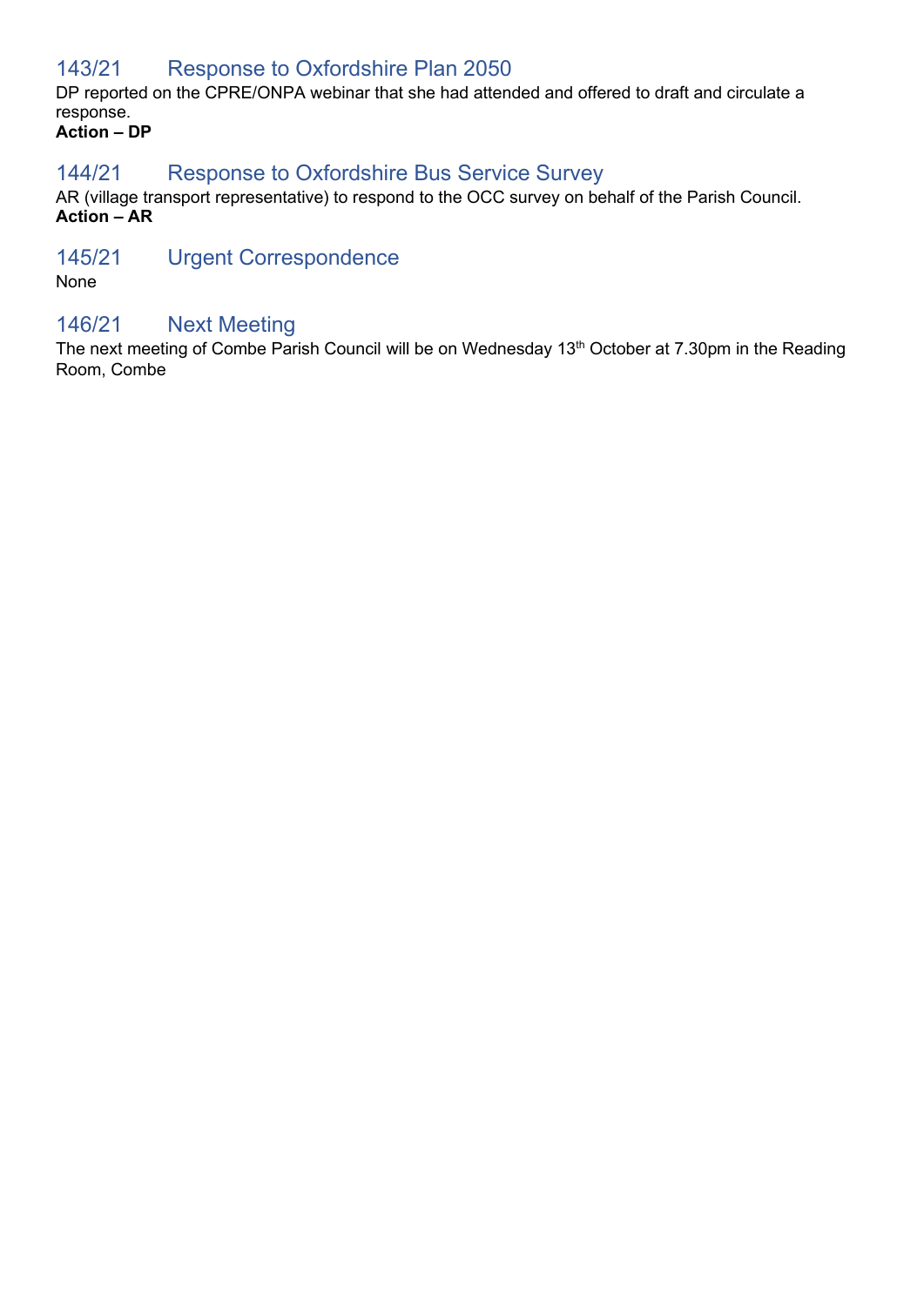## 143/21 Response to Oxfordshire Plan 2050

DP reported on the CPRE/ONPA webinar that she had attended and offered to draft and circulate a response.

**Action – DP**

## 144/21 Response to Oxfordshire Bus Service Survey

AR (village transport representative) to respond to the OCC survey on behalf of the Parish Council.

**Action – AR**

## 145/21 Urgent Correspondence

None

## 146/21 Next Meeting

The next meeting of Combe Parish Council will be on Wednesday 13th October at 7.30pm in the Reading Room, Combe